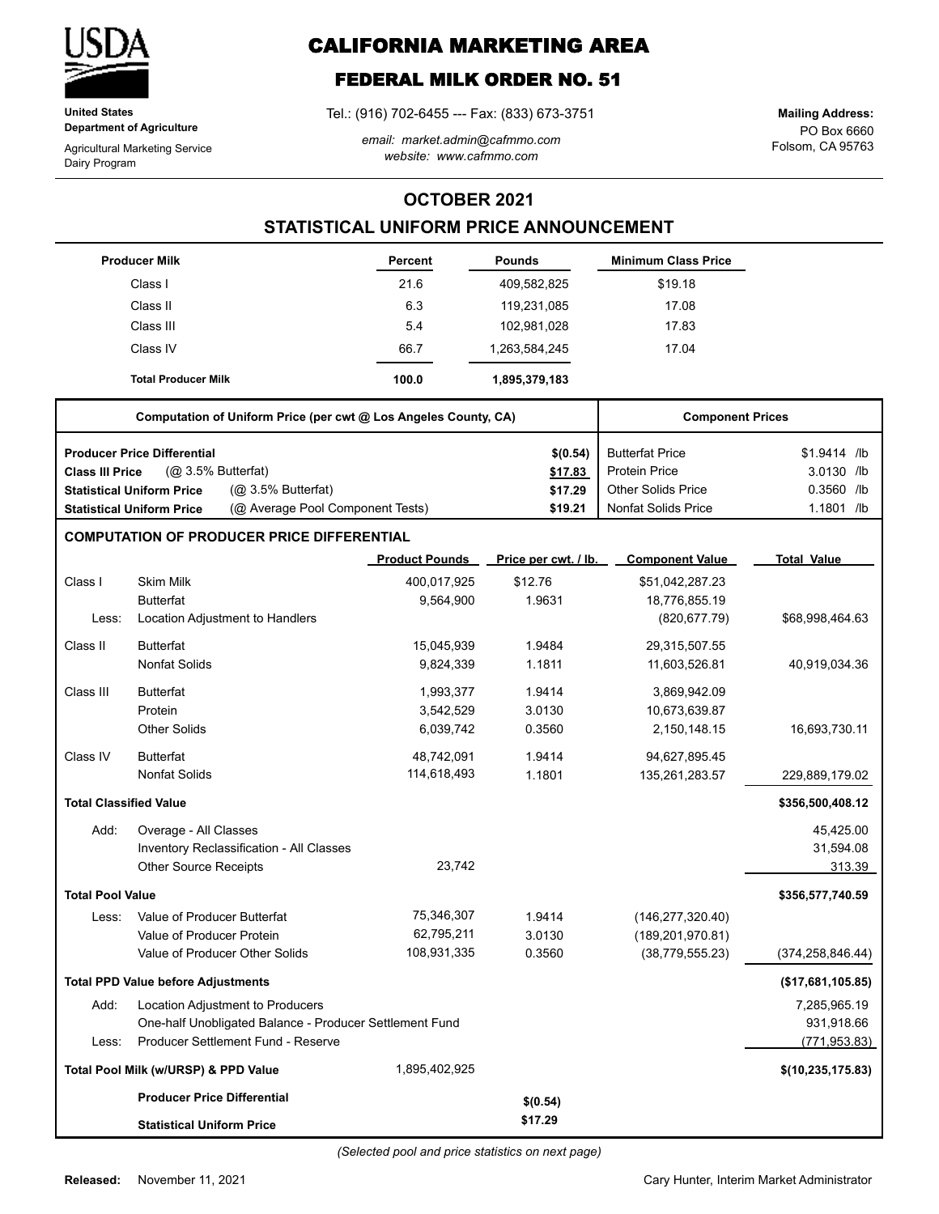**United States Department of Agriculture**

Agricultural Marketing Service
Dairy Program

# CALIFORNIA MARKETING AREA

## FEDERAL MILK ORDER NO. 51

Tel.: (916) 702-6455 --- Fax: (833) 673-3751

*email: market.admin@cafmmo.com*
*website: www.cafmmo.com*

**Mailing Address:**
PO Box 6660
Folsom, CA 95763

## OCTOBER 2021

## STATISTICAL UNIFORM PRICE ANNOUNCEMENT

| Producer Milk | Percent | Pounds | Minimum Class Price |
|---|---|---|---|
| Class I | 21.6 | 409,582,825 | $19.18 |
| Class II | 6.3 | 119,231,085 | 17.08 |
| Class III | 5.4 | 102,981,028 | 17.83 |
| Class IV | 66.7 | 1,263,584,245 | 17.04 |
| **Total Producer Milk** | **100.0** | **1,895,379,183** | |

| Computation of Uniform Price (per cwt @ Los Angeles County, CA) | | Component Prices | |
|---|---|---|---|
| **Producer Price Differential** | **$(0.54)** | Butterfat Price | $1.9414 /lb |
| **Class III Price** (@ 3.5% Butterfat) | **$17.83** | Protein Price | 3.0130 /lb |
| **Statistical Uniform Price** (@ 3.5% Butterfat) | **$17.29** | Other Solids Price | 0.3560 /lb |
| **Statistical Uniform Price** (@ Average Pool Component Tests) | **$19.21** | Nonfat Solids Price | 1.1801 /lb |

### COMPUTATION OF PRODUCER PRICE DIFFERENTIAL

| | | Product Pounds | Price per cwt. / lb. | Component Value | Total Value |
|---|---|---|---|---|---|
| Class I | Skim Milk | 400,017,925 | $12.76 | $51,042,287.23 | |
| | Butterfat | 9,564,900 | 1.9631 | 18,776,855.19 | |
| Less: | Location Adjustment to Handlers | | | (820,677.79) | $68,998,464.63 |
| Class II | Butterfat | 15,045,939 | 1.9484 | 29,315,507.55 | |
| | Nonfat Solids | 9,824,339 | 1.1811 | 11,603,526.81 | 40,919,034.36 |
| Class III | Butterfat | 1,993,377 | 1.9414 | 3,869,942.09 | |
| | Protein | 3,542,529 | 3.0130 | 10,673,639.87 | |
| | Other Solids | 6,039,742 | 0.3560 | 2,150,148.15 | 16,693,730.11 |
| Class IV | Butterfat | 48,742,091 | 1.9414 | 94,627,895.45 | |
| | Nonfat Solids | 114,618,493 | 1.1801 | 135,261,283.57 | 229,889,179.02 |
| **Total Classified Value** | | | | | **$356,500,408.12** |
| Add: | Overage - All Classes | | | | 45,425.00 |
| | Inventory Reclassification - All Classes | | | | 31,594.08 |
| | Other Source Receipts | 23,742 | | | 313.39 |
| **Total Pool Value** | | | | | **$356,577,740.59** |
| Less: | Value of Producer Butterfat | 75,346,307 | 1.9414 | (146,277,320.40) | |
| | Value of Producer Protein | 62,795,211 | 3.0130 | (189,201,970.81) | |
| | Value of Producer Other Solids | 108,931,335 | 0.3560 | (38,779,555.23) | (374,258,846.44) |
| **Total PPD Value before Adjustments** | | | | | **($17,681,105.85)** |
| Add: | Location Adjustment to Producers | | | | 7,285,965.19 |
| | One-half Unobligated Balance - Producer Settlement Fund | | | | 931,918.66 |
| Less: | Producer Settlement Fund - Reserve | | | | (771,953.83) |
| **Total Pool Milk (w/URSP) & PPD Value** | | 1,895,402,925 | | | **$(10,235,175.83)** |
| | **Producer Price Differential** | | **$(0.54)** | | |
| | **Statistical Uniform Price** | | **$17.29** | | |

*(Selected pool and price statistics on next page)*

**Released:** November 11, 2021

Cary Hunter, Interim Market Administrator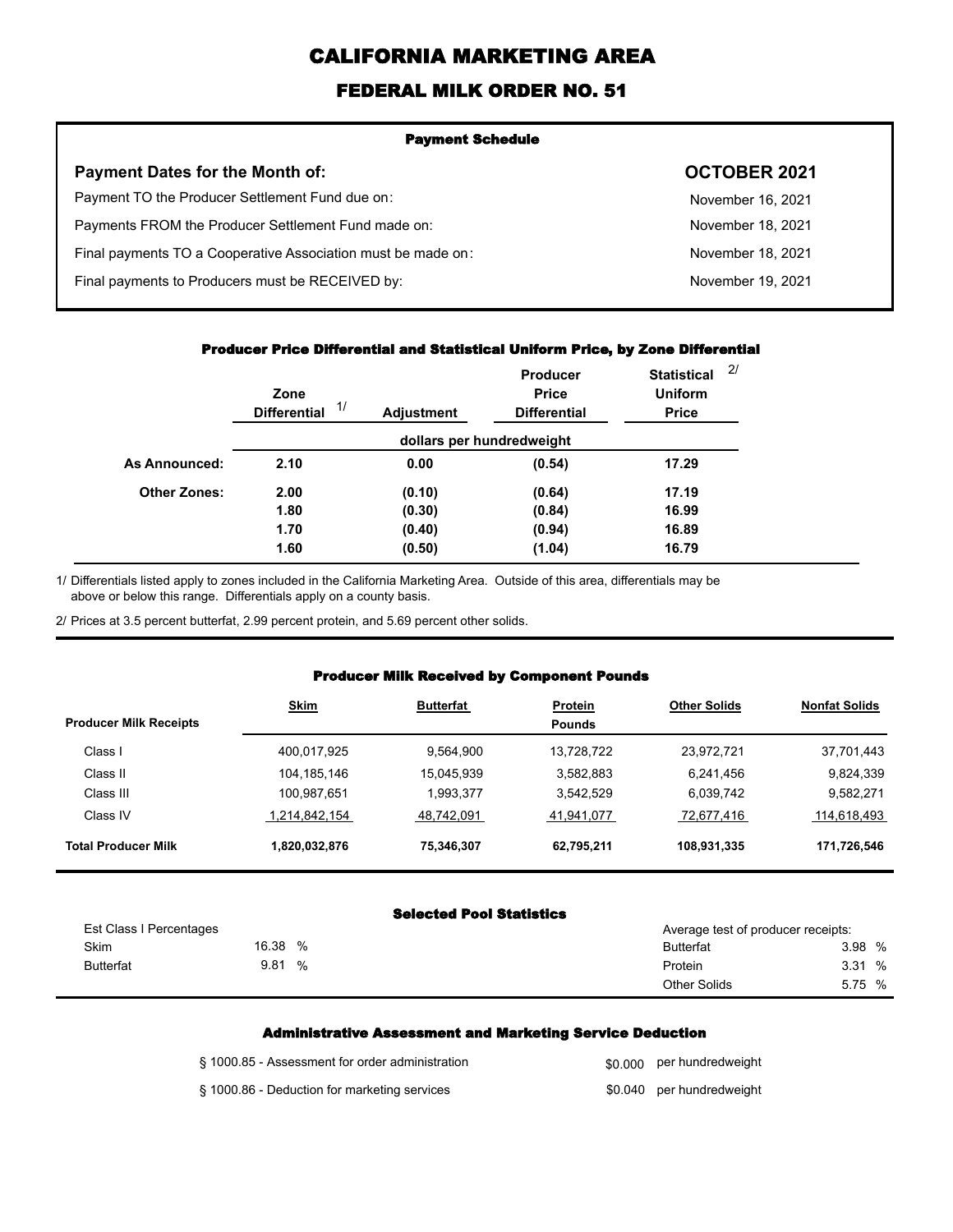# CALIFORNIA MARKETING AREA

## FEDERAL MILK ORDER NO. 51

### Payment Schedule

| Payment Dates for the Month of: | OCTOBER 2021 |
|---|---|
| Payment TO the Producer Settlement Fund due on: | November 16, 2021 |
| Payments FROM the Producer Settlement Fund made on: | November 18, 2021 |
| Final payments TO a Cooperative Association must be made on: | November 18, 2021 |
| Final payments to Producers must be RECEIVED by: | November 19, 2021 |

### Producer Price Differential and Statistical Uniform Price, by Zone Differential

| | Zone Differential 1/ | Adjustment | Producer Price Differential | Statistical Uniform Price 2/ |
|---|---|---|---|---|
| | dollars per hundredweight | | | |
| **As Announced:** | **2.10** | **0.00** | **(0.54)** | **17.29** |
| **Other Zones:** | **2.00** | **(0.10)** | **(0.64)** | **17.19** |
| | **1.80** | **(0.30)** | **(0.84)** | **16.99** |
| | **1.70** | **(0.40)** | **(0.94)** | **16.89** |
| | **1.60** | **(0.50)** | **(1.04)** | **16.79** |

1/ Differentials listed apply to zones included in the California Marketing Area. Outside of this area, differentials may be above or below this range. Differentials apply on a county basis.

2/ Prices at 3.5 percent butterfat, 2.99 percent protein, and 5.69 percent other solids.

### Producer Milk Received by Component Pounds

| Producer Milk Receipts | Skim | Butterfat | Protein | Other Solids | Nonfat Solids |
|---|---|---|---|---|---|
| | | | Pounds | | |
| Class I | 400,017,925 | 9,564,900 | 13,728,722 | 23,972,721 | 37,701,443 |
| Class II | 104,185,146 | 15,045,939 | 3,582,883 | 6,241,456 | 9,824,339 |
| Class III | 100,987,651 | 1,993,377 | 3,542,529 | 6,039,742 | 9,582,271 |
| Class IV | 1,214,842,154 | 48,742,091 | 41,941,077 | 72,677,416 | 114,618,493 |
| **Total Producer Milk** | **1,820,032,876** | **75,346,307** | **62,795,211** | **108,931,335** | **171,726,546** |

### Selected Pool Statistics

| Est Class I Percentages | | Average test of producer receipts: | |
|---|---|---|---|
| Skim | 16.38 % | Butterfat | 3.98 % |
| Butterfat | 9.81 % | Protein | 3.31 % |
| | | Other Solids | 5.75 % |

### Administrative Assessment and Marketing Service Deduction

| | |
|---|---|
| § 1000.85 - Assessment for order administration | $0.000 per hundredweight |
| § 1000.86 - Deduction for marketing services | $0.040 per hundredweight |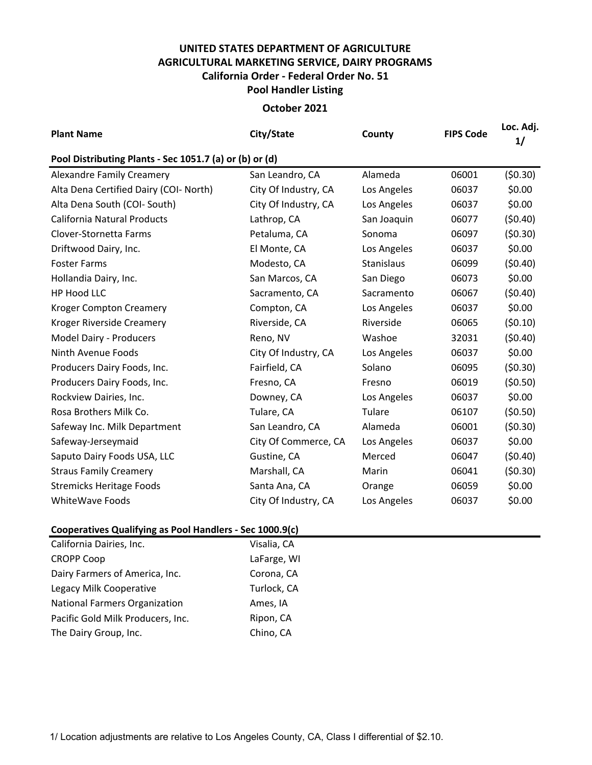# UNITED STATES DEPARTMENT OF AGRICULTURE
## AGRICULTURAL MARKETING SERVICE, DAIRY PROGRAMS
### California Order - Federal Order No. 51
### Pool Handler Listing

**October 2021**

| Plant Name | City/State | County | FIPS Code | Loc. Adj. 1/ |
|---|---|---|---|---|
| **Pool Distributing Plants - Sec 1051.7 (a) or (b) or (d)** | | | | |
| Alexandre Family Creamery | San Leandro, CA | Alameda | 06001 | ($0.30) |
| Alta Dena Certified Dairy (COI- North) | City Of Industry, CA | Los Angeles | 06037 | $0.00 |
| Alta Dena South (COI- South) | City Of Industry, CA | Los Angeles | 06037 | $0.00 |
| California Natural Products | Lathrop, CA | San Joaquin | 06077 | ($0.40) |
| Clover-Stornetta Farms | Petaluma, CA | Sonoma | 06097 | ($0.30) |
| Driftwood Dairy, Inc. | El Monte, CA | Los Angeles | 06037 | $0.00 |
| Foster Farms | Modesto, CA | Stanislaus | 06099 | ($0.40) |
| Hollandia Dairy, Inc. | San Marcos, CA | San Diego | 06073 | $0.00 |
| HP Hood LLC | Sacramento, CA | Sacramento | 06067 | ($0.40) |
| Kroger Compton Creamery | Compton, CA | Los Angeles | 06037 | $0.00 |
| Kroger Riverside Creamery | Riverside, CA | Riverside | 06065 | ($0.10) |
| Model Dairy - Producers | Reno, NV | Washoe | 32031 | ($0.40) |
| Ninth Avenue Foods | City Of Industry, CA | Los Angeles | 06037 | $0.00 |
| Producers Dairy Foods, Inc. | Fairfield, CA | Solano | 06095 | ($0.30) |
| Producers Dairy Foods, Inc. | Fresno, CA | Fresno | 06019 | ($0.50) |
| Rockview Dairies, Inc. | Downey, CA | Los Angeles | 06037 | $0.00 |
| Rosa Brothers Milk Co. | Tulare, CA | Tulare | 06107 | ($0.50) |
| Safeway Inc. Milk Department | San Leandro, CA | Alameda | 06001 | ($0.30) |
| Safeway-Jerseymaid | City Of Commerce, CA | Los Angeles | 06037 | $0.00 |
| Saputo Dairy Foods USA, LLC | Gustine, CA | Merced | 06047 | ($0.40) |
| Straus Family Creamery | Marshall, CA | Marin | 06041 | ($0.30) |
| Stremicks Heritage Foods | Santa Ana, CA | Orange | 06059 | $0.00 |
| WhiteWave Foods | City Of Industry, CA | Los Angeles | 06037 | $0.00 |

**Cooperatives Qualifying as Pool Handlers - Sec 1000.9(c)**

| | |
|---|---|
| California Dairies, Inc. | Visalia, CA |
| CROPP Coop | LaFarge, WI |
| Dairy Farmers of America, Inc. | Corona, CA |
| Legacy Milk Cooperative | Turlock, CA |
| National Farmers Organization | Ames, IA |
| Pacific Gold Milk Producers, Inc. | Ripon, CA |
| The Dairy Group, Inc. | Chino, CA |

1/ Location adjustments are relative to Los Angeles County, CA, Class I differential of $2.10.